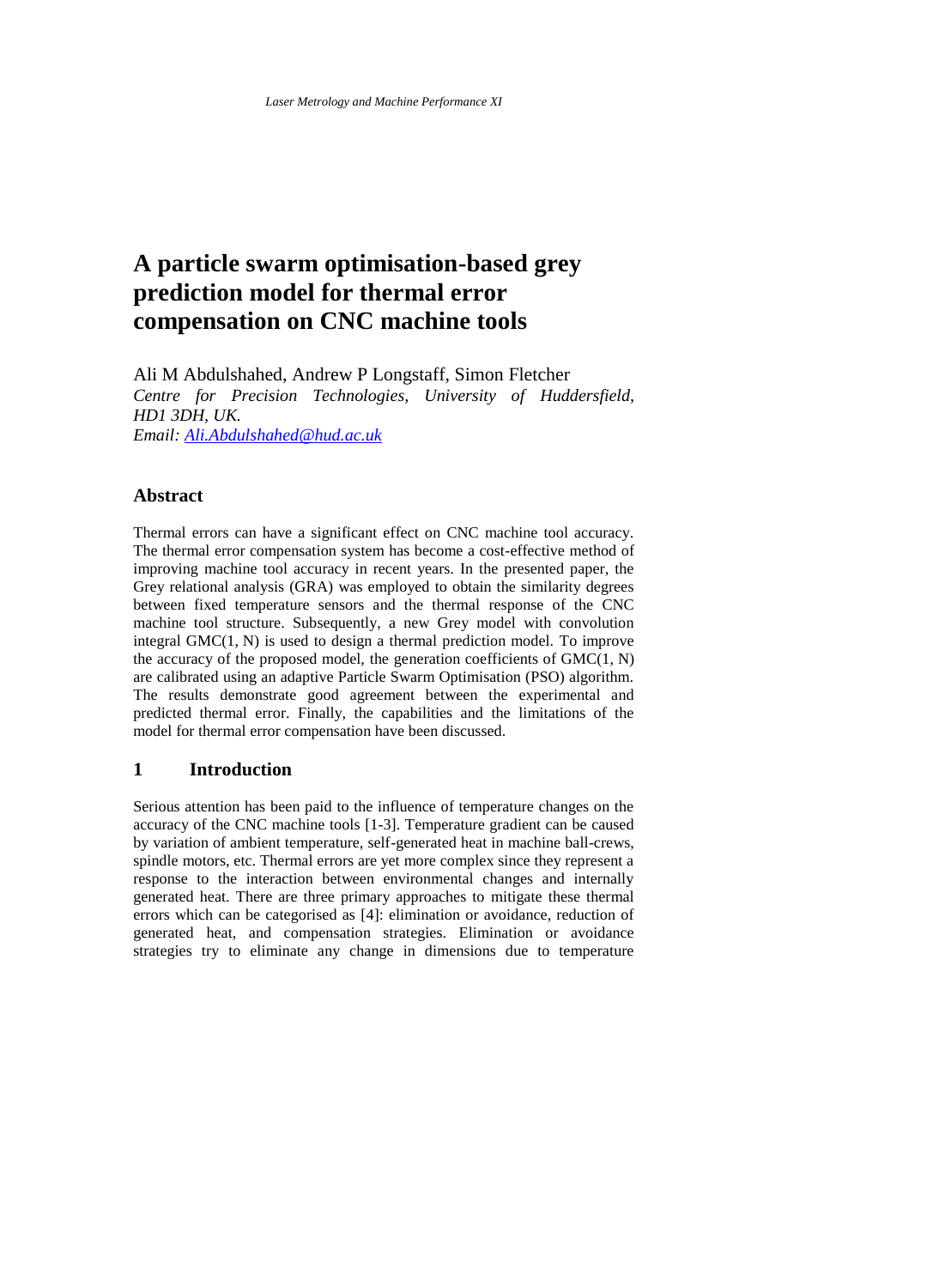# A particle swarm optimisation-based grey prediction model for thermal error compensation on CNC machine tools

Ali M Abdulshahed, Andrew P Longstaff, Simon Fletcher

*Centre for Precision Technologies, University of Huddersfield, HD1 3DH, UK.*

*Email: [Ali.Abdulshahed@hud.ac.uk](mailto:Ali.Abdulshahed@hud.ac.uk)*

## Abstract

Thermal errors can have a significant effect on CNC machine tool accuracy. The thermal error compensation system has become a cost-effective method of improving machine tool accuracy in recent years. In the presented paper, the Grey relational analysis (GRA) was employed to obtain the similarity degrees between fixed temperature sensors and the thermal response of the CNC machine tool structure. Subsequently, a new Grey model with convolution integral GMC(1, N) is used to design a thermal prediction model. To improve the accuracy of the proposed model, the generation coefficients of GMC(1, N) are calibrated using an adaptive Particle Swarm Optimisation (PSO) algorithm. The results demonstrate good agreement between the experimental and predicted thermal error. Finally, the capabilities and the limitations of the model for thermal error compensation have been discussed.

## 1 Introduction

Serious attention has been paid to the influence of temperature changes on the accuracy of the CNC machine tools [1-3]. Temperature gradient can be caused by variation of ambient temperature, self-generated heat in machine ball-crews, spindle motors, etc. Thermal errors are yet more complex since they represent a response to the interaction between environmental changes and internally generated heat. There are three primary approaches to mitigate these thermal errors which can be categorised as [4]: elimination or avoidance, reduction of generated heat, and compensation strategies. Elimination or avoidance strategies try to eliminate any change in dimensions due to temperature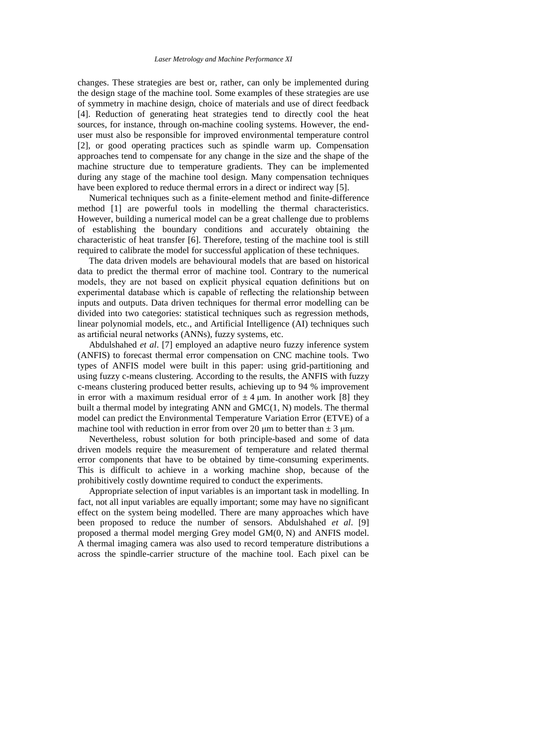changes. These strategies are best or, rather, can only be implemented during the design stage of the machine tool. Some examples of these strategies are use of symmetry in machine design, choice of materials and use of direct feedback [4]. Reduction of generating heat strategies tend to directly cool the heat sources, for instance, through on-machine cooling systems. However, the end-user must also be responsible for improved environmental temperature control [2], or good operating practices such as spindle warm up. Compensation approaches tend to compensate for any change in the size and the shape of the machine structure due to temperature gradients. They can be implemented during any stage of the machine tool design. Many compensation techniques have been explored to reduce thermal errors in a direct or indirect way [5].

Numerical techniques such as a finite-element method and finite-difference method [1] are powerful tools in modelling the thermal characteristics. However, building a numerical model can be a great challenge due to problems of establishing the boundary conditions and accurately obtaining the characteristic of heat transfer [6]. Therefore, testing of the machine tool is still required to calibrate the model for successful application of these techniques.

The data driven models are behavioural models that are based on historical data to predict the thermal error of machine tool. Contrary to the numerical models, they are not based on explicit physical equation definitions but on experimental database which is capable of reflecting the relationship between inputs and outputs. Data driven techniques for thermal error modelling can be divided into two categories: statistical techniques such as regression methods, linear polynomial models, etc., and Artificial Intelligence (AI) techniques such as artificial neural networks (ANNs), fuzzy systems, etc.

Abdulshahed *et al*. [7] employed an adaptive neuro fuzzy inference system (ANFIS) to forecast thermal error compensation on CNC machine tools. Two types of ANFIS model were built in this paper: using grid-partitioning and using fuzzy c-means clustering. According to the results, the ANFIS with fuzzy c-means clustering produced better results, achieving up to 94 % improvement in error with a maximum residual error of $\pm$ 4 μm. In another work [8] they built a thermal model by integrating ANN and GMC(1, N) models. The thermal model can predict the Environmental Temperature Variation Error (ETVE) of a machine tool with reduction in error from over 20 μm to better than $\pm$ 3 μm.

Nevertheless, robust solution for both principle-based and some of data driven models require the measurement of temperature and related thermal error components that have to be obtained by time-consuming experiments. This is difficult to achieve in a working machine shop, because of the prohibitively costly downtime required to conduct the experiments.

Appropriate selection of input variables is an important task in modelling. In fact, not all input variables are equally important; some may have no significant effect on the system being modelled. There are many approaches which have been proposed to reduce the number of sensors. Abdulshahed *et al*. [9] proposed a thermal model merging Grey model GM(0, N) and ANFIS model. A thermal imaging camera was also used to record temperature distributions a across the spindle-carrier structure of the machine tool. Each pixel can be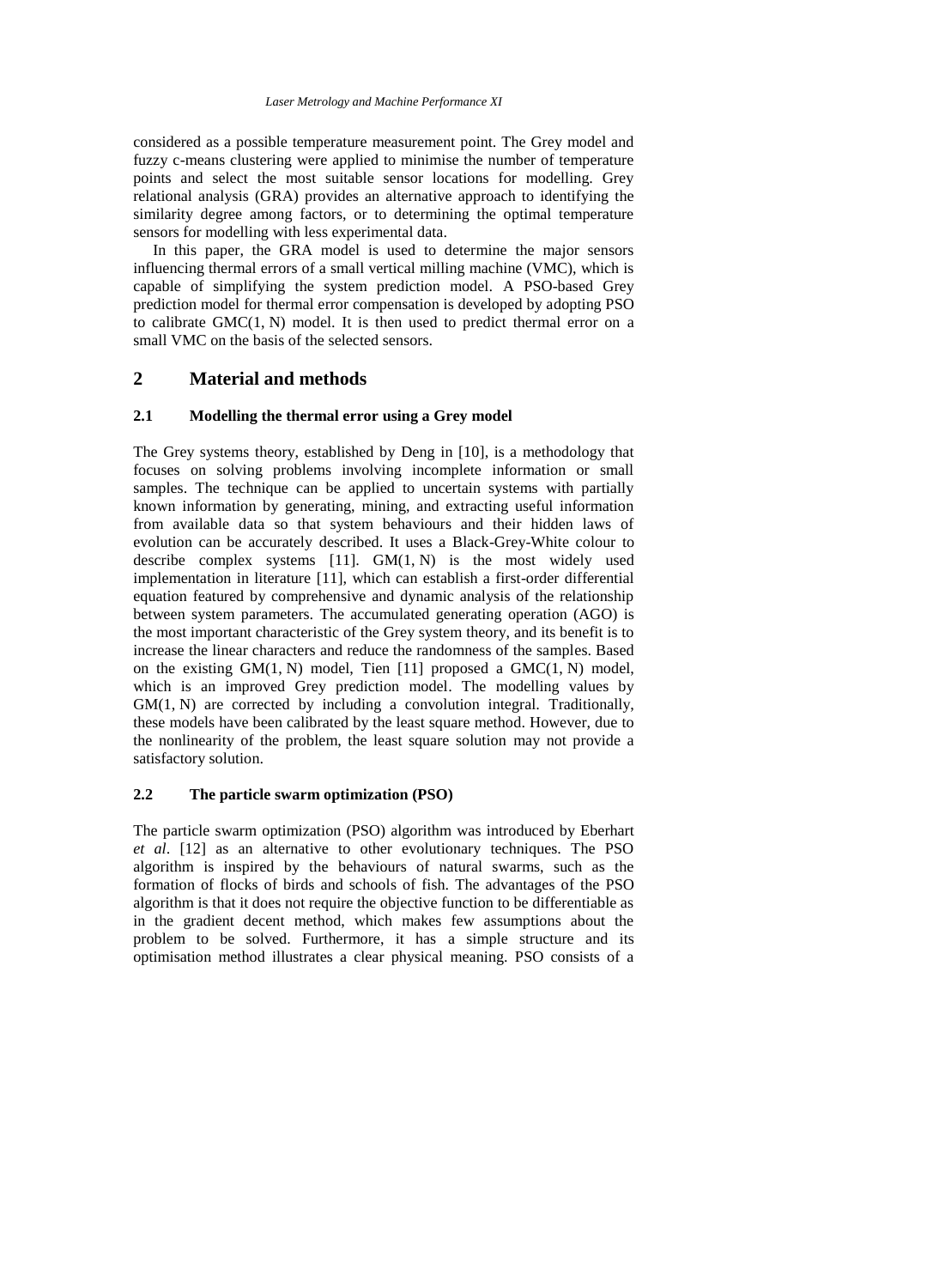considered as a possible temperature measurement point. The Grey model and fuzzy c-means clustering were applied to minimise the number of temperature points and select the most suitable sensor locations for modelling. Grey relational analysis (GRA) provides an alternative approach to identifying the similarity degree among factors, or to determining the optimal temperature sensors for modelling with less experimental data.

In this paper, the GRA model is used to determine the major sensors influencing thermal errors of a small vertical milling machine (VMC), which is capable of simplifying the system prediction model. A PSO-based Grey prediction model for thermal error compensation is developed by adopting PSO to calibrate GMC(1, N) model. It is then used to predict thermal error on a small VMC on the basis of the selected sensors.

## 2 Material and methods

### 2.1 Modelling the thermal error using a Grey model

The Grey systems theory, established by Deng in [10], is a methodology that focuses on solving problems involving incomplete information or small samples. The technique can be applied to uncertain systems with partially known information by generating, mining, and extracting useful information from available data so that system behaviours and their hidden laws of evolution can be accurately described. It uses a Black-Grey-White colour to describe complex systems [11]. GM(1, N) is the most widely used implementation in literature [11], which can establish a first-order differential equation featured by comprehensive and dynamic analysis of the relationship between system parameters. The accumulated generating operation (AGO) is the most important characteristic of the Grey system theory, and its benefit is to increase the linear characters and reduce the randomness of the samples. Based on the existing GM(1, N) model, Tien [11] proposed a GMC(1, N) model, which is an improved Grey prediction model. The modelling values by GM(1, N) are corrected by including a convolution integral. Traditionally, these models have been calibrated by the least square method. However, due to the nonlinearity of the problem, the least square solution may not provide a satisfactory solution.

### 2.2 The particle swarm optimization (PSO)

The particle swarm optimization (PSO) algorithm was introduced by Eberhart *et al*. [12] as an alternative to other evolutionary techniques. The PSO algorithm is inspired by the behaviours of natural swarms, such as the formation of flocks of birds and schools of fish. The advantages of the PSO algorithm is that it does not require the objective function to be differentiable as in the gradient decent method, which makes few assumptions about the problem to be solved. Furthermore, it has a simple structure and its optimisation method illustrates a clear physical meaning. PSO consists of a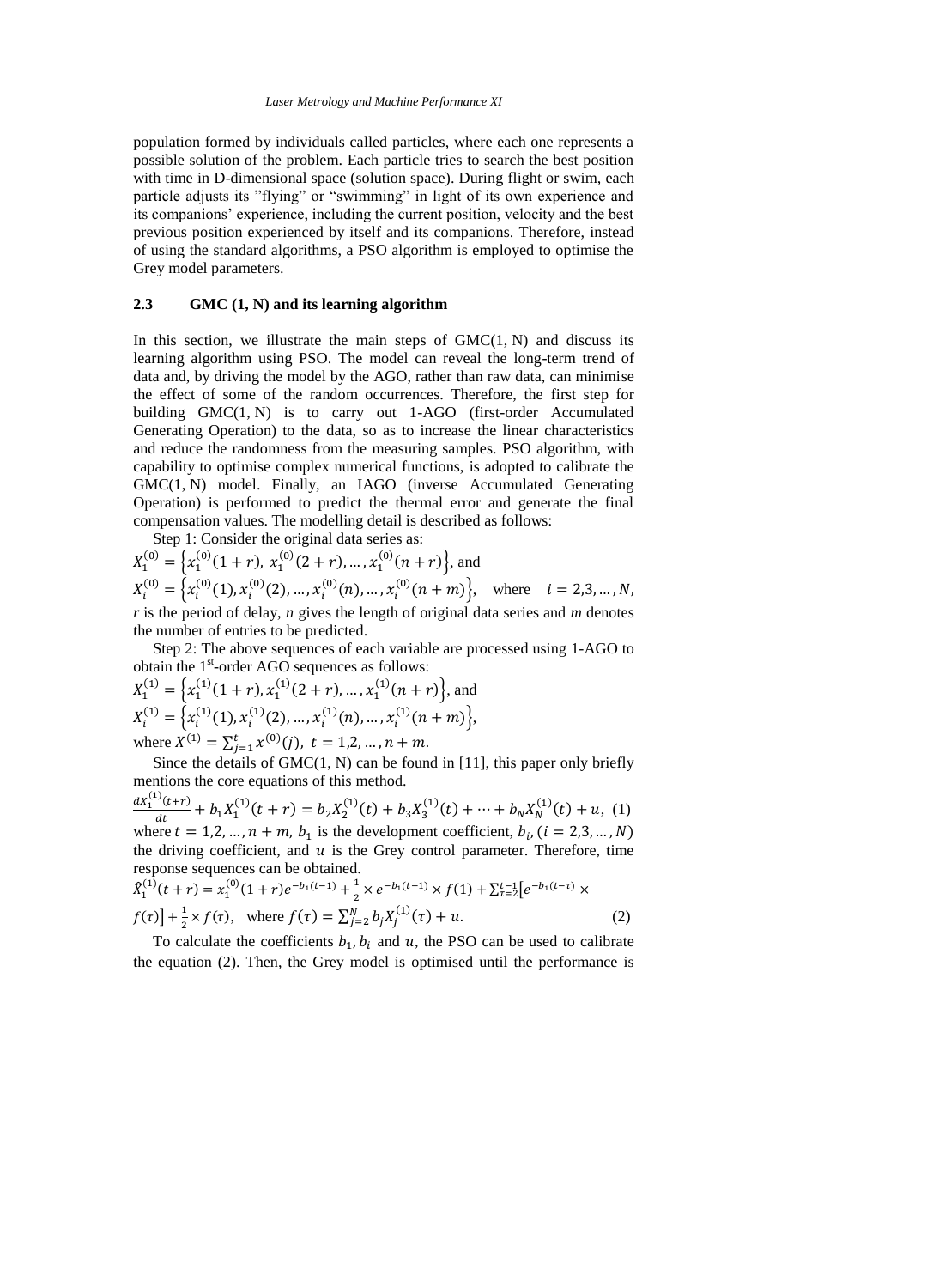population formed by individuals called particles, where each one represents a possible solution of the problem. Each particle tries to search the best position with time in D-dimensional space (solution space). During flight or swim, each particle adjusts its "flying" or "swimming" in light of its own experience and its companions' experience, including the current position, velocity and the best previous position experienced by itself and its companions. Therefore, instead of using the standard algorithms, a PSO algorithm is employed to optimise the Grey model parameters.

### 2.3 GMC (1, N) and its learning algorithm

In this section, we illustrate the main steps of GMC(1, N) and discuss its learning algorithm using PSO. The model can reveal the long-term trend of data and, by driving the model by the AGO, rather than raw data, can minimise the effect of some of the random occurrences. Therefore, the first step for building GMC(1, N) is to carry out 1-AGO (first-order Accumulated Generating Operation) to the data, so as to increase the linear characteristics and reduce the randomness from the measuring samples. PSO algorithm, with capability to optimise complex numerical functions, is adopted to calibrate the GMC(1, N) model. Finally, an IAGO (inverse Accumulated Generating Operation) is performed to predict the thermal error and generate the final compensation values. The modelling detail is described as follows:

Step 1: Consider the original data series as:

$X_1^{(0)} = \left\{x_1^{(0)}(1+r),\ x_1^{(0)}(2+r), \dots, x_1^{(0)}(n+r)\right\}$, and

$X_i^{(0)} = \left\{x_i^{(0)}(1), x_i^{(0)}(2), \dots, x_i^{(0)}(n), \dots, x_i^{(0)}(n+m)\right\}$, where $i = 2,3, \dots, N$,

*r* is the period of delay, *n* gives the length of original data series and *m* denotes the number of entries to be predicted.

Step 2: The above sequences of each variable are processed using 1-AGO to obtain the 1st-order AGO sequences as follows:

$X_1^{(1)} = \left\{x_1^{(1)}(1+r), x_1^{(1)}(2+r), \dots, x_1^{(1)}(n+r)\right\}$, and

$X_i^{(1)} = \left\{x_i^{(1)}(1), x_i^{(1)}(2), \dots, x_i^{(1)}(n), \dots, x_i^{(1)}(n+m)\right\}$,

where $X^{(1)} = \sum_{j=1}^{t} x^{(0)}(j),\ t = 1,2, \dots, n+m$.

Since the details of GMC(1, N) can be found in [11], this paper only briefly mentions the core equations of this method.

$$\frac{dx_1^{(1)}(t+r)}{dt} + b_1 X_1^{(1)}(t+r) = b_2 X_2^{(1)}(t) + b_3 X_3^{(1)}(t) + \cdots + b_N X_N^{(1)}(t) + u, \quad (1)$$

where $t = 1,2, \dots, n+m$, $b_1$ is the development coefficient, $b_i, (i = 2,3, \dots, N)$ the driving coefficient, and $u$ is the Grey control parameter. Therefore, time response sequences can be obtained.

$$\hat{X}_1^{(1)}(t+r) = x_1^{(0)}(1+r)e^{-b_1(t-1)} + \frac{1}{2} \times e^{-b_1(t-1)} \times f(1) + \sum_{\tau=2}^{t-1}\left[e^{-b_1(t-\tau)} \times f(\tau)\right] + \frac{1}{2} \times f(\tau), \quad \text{where } f(\tau) = \sum_{j=2}^{N} b_j X_j^{(1)}(\tau) + u. \quad (2)$$

To calculate the coefficients $b_1, b_i$ and $u$, the PSO can be used to calibrate the equation (2). Then, the Grey model is optimised until the performance is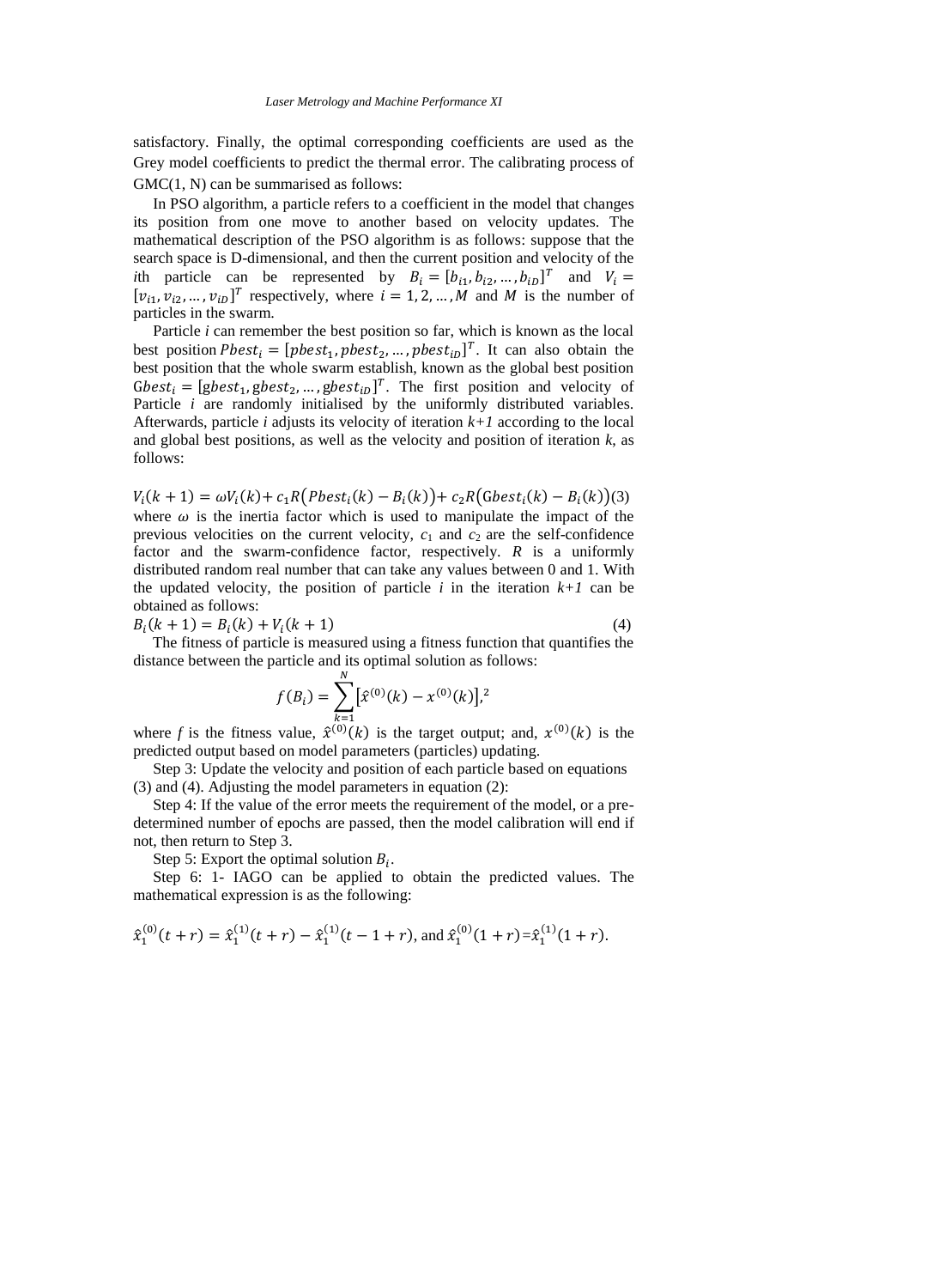satisfactory. Finally, the optimal corresponding coefficients are used as the Grey model coefficients to predict the thermal error. The calibrating process of GMC(1, N) can be summarised as follows:

In PSO algorithm, a particle refers to a coefficient in the model that changes its position from one move to another based on velocity updates. The mathematical description of the PSO algorithm is as follows: suppose that the search space is D-dimensional, and then the current position and velocity of the $i$th particle can be represented by $B_i = [b_{i1}, b_{i2}, \dots, b_{iD}]^T$ and $V_i = [v_{i1}, v_{i2}, \dots, v_{iD}]^T$ respectively, where $i = 1, 2, \dots, M$ and $M$ is the number of particles in the swarm.

Particle $i$ can remember the best position so far, which is known as the local best position $Pbest_i = [pbest_1, pbest_2, \dots, pbest_{iD}]^T$. It can also obtain the best position that the whole swarm establish, known as the global best position $Gbest_i = [gbest_1, gbest_2, \dots, gbest_{iD}]^T$. The first position and velocity of Particle $i$ are randomly initialised by the uniformly distributed variables. Afterwards, particle $i$ adjusts its velocity of iteration $k+1$ according to the local and global best positions, as well as the velocity and position of iteration $k$, as follows:

$$V_i(k+1) = \omega V_i(k) + c_1 R\big(Pbest_i(k) - B_i(k)\big) + c_2 R\big(Gbest_i(k) - B_i(k)\big) \quad (3)$$

where $\omega$ is the inertia factor which is used to manipulate the impact of the previous velocities on the current velocity, $c_1$ and $c_2$ are the self-confidence factor and the swarm-confidence factor, respectively. $R$ is a uniformly distributed random real number that can take any values between 0 and 1. With the updated velocity, the position of particle $i$ in the iteration $k+1$ can be obtained as follows:

$$B_i(k+1) = B_i(k) + V_i(k+1) \quad (4)$$

The fitness of particle is measured using a fitness function that quantifies the distance between the particle and its optimal solution as follows:

$$f(B_i) = \sum_{k=1}^{N} \left[\hat{x}^{(0)}(k) - x^{(0)}(k)\right],^2$$

where $f$ is the fitness value, $\hat{x}^{(0)}(k)$ is the target output; and, $x^{(0)}(k)$ is the predicted output based on model parameters (particles) updating.

Step 3: Update the velocity and position of each particle based on equations (3) and (4). Adjusting the model parameters in equation (2):

Step 4: If the value of the error meets the requirement of the model, or a pre-determined number of epochs are passed, then the model calibration will end if not, then return to Step 3.

Step 5: Export the optimal solution $B_i$.

Step 6: 1- IAGO can be applied to obtain the predicted values. The mathematical expression is as the following:

$$\hat{x}_1^{(0)}(t+r) = \hat{x}_1^{(1)}(t+r) - \hat{x}_1^{(1)}(t-1+r), \text{ and } \hat{x}_1^{(0)}(1+r) = \hat{x}_1^{(1)}(1+r).$$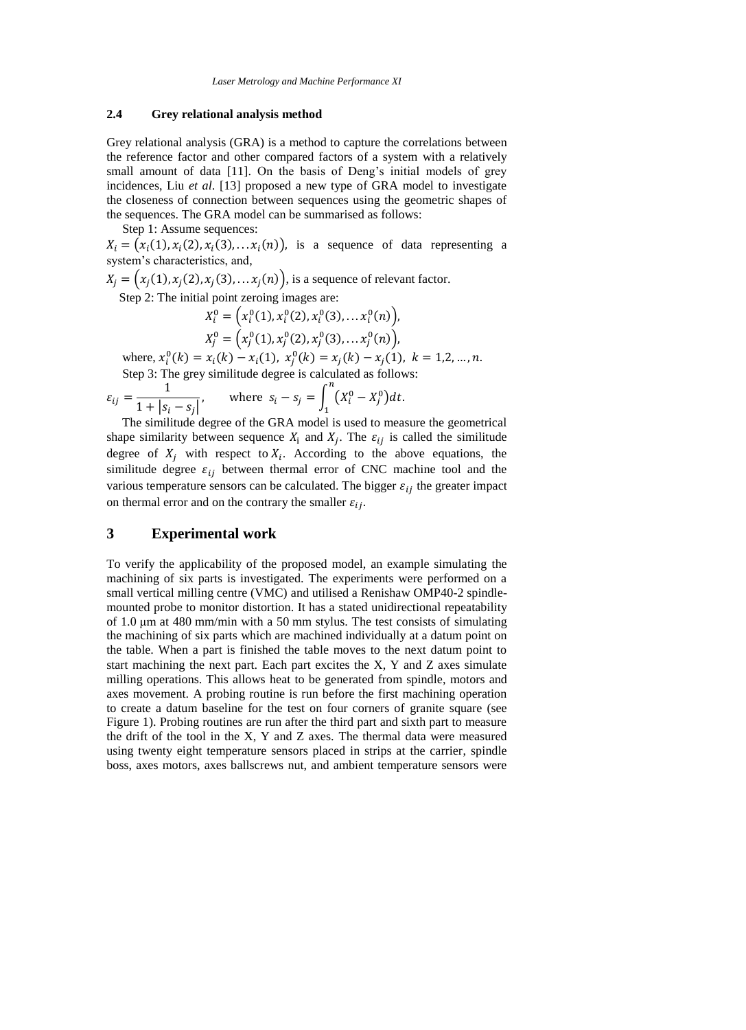### 2.4 Grey relational analysis method

Grey relational analysis (GRA) is a method to capture the correlations between the reference factor and other compared factors of a system with a relatively small amount of data [11]. On the basis of Deng's initial models of grey incidences, Liu *et al*. [13] proposed a new type of GRA model to investigate the closeness of connection between sequences using the geometric shapes of the sequences. The GRA model can be summarised as follows:

Step 1: Assume sequences:

$X_i = \left(x_i(1), x_i(2), x_i(3), \ldots x_i(n)\right)$, is a sequence of data representing a system's characteristics, and,

$X_j = \left(x_j(1), x_j(2), x_j(3), \ldots x_j(n)\right)$, is a sequence of relevant factor.

Step 2: The initial point zeroing images are:

$$X_i^0 = \left(x_i^0(1), x_i^0(2), x_i^0(3), \ldots x_i^0(n)\right),$$

$$X_j^0 = \left(x_j^0(1), x_j^0(2), x_j^0(3), \ldots x_j^0(n)\right),$$

where, $x_i^0(k) = x_i(k) - x_i(1),\ x_j^0(k) = x_j(k) - x_j(1),\ k = 1,2,\ldots,n.$

Step 3: The grey similitude degree is calculated as follows:

$$\varepsilon_{ij} = \frac{1}{1 + |s_i - s_j|}, \qquad \text{where } s_i - s_j = \int_1^n \left(X_i^0 - X_j^0\right) dt.$$

The similitude degree of the GRA model is used to measure the geometrical shape similarity between sequence $X_i$ and $X_j$. The $\varepsilon_{ij}$ is called the similitude degree of $X_j$ with respect to $X_i$. According to the above equations, the similitude degree $\varepsilon_{ij}$ between thermal error of CNC machine tool and the various temperature sensors can be calculated. The bigger $\varepsilon_{ij}$ the greater impact on thermal error and on the contrary the smaller $\varepsilon_{ij}$.

## 3 Experimental work

To verify the applicability of the proposed model, an example simulating the machining of six parts is investigated. The experiments were performed on a small vertical milling centre (VMC) and utilised a Renishaw OMP40-2 spindle-mounted probe to monitor distortion. It has a stated unidirectional repeatability of 1.0 μm at 480 mm/min with a 50 mm stylus. The test consists of simulating the machining of six parts which are machined individually at a datum point on the table. When a part is finished the table moves to the next datum point to start machining the next part. Each part excites the X, Y and Z axes simulate milling operations. This allows heat to be generated from spindle, motors and axes movement. A probing routine is run before the first machining operation to create a datum baseline for the test on four corners of granite square (see Figure 1). Probing routines are run after the third part and sixth part to measure the drift of the tool in the X, Y and Z axes. The thermal data were measured using twenty eight temperature sensors placed in strips at the carrier, spindle boss, axes motors, axes ballscrews nut, and ambient temperature sensors were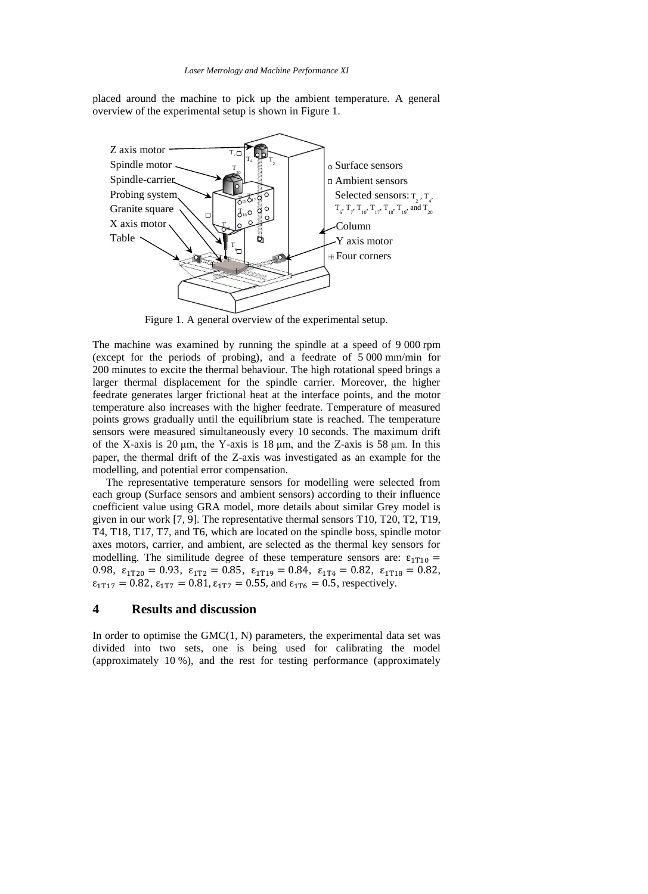placed around the machine to pick up the ambient temperature. A general overview of the experimental setup is shown in Figure 1.

Figure 1. A general overview of the experimental setup.

The machine was examined by running the spindle at a speed of 9 000 rpm (except for the periods of probing), and a feedrate of 5 000 mm/min for 200 minutes to excite the thermal behaviour. The high rotational speed brings a larger thermal displacement for the spindle carrier. Moreover, the higher feedrate generates larger frictional heat at the interface points, and the motor temperature also increases with the higher feedrate. Temperature of measured points grows gradually until the equilibrium state is reached. The temperature sensors were measured simultaneously every 10 seconds. The maximum drift of the X-axis is 20 μm, the Y-axis is 18 μm, and the Z-axis is 58 μm. In this paper, the thermal drift of the Z-axis was investigated as an example for the modelling, and potential error compensation.

The representative temperature sensors for modelling were selected from each group (Surface sensors and ambient sensors) according to their influence coefficient value using GRA model, more details about similar Grey model is given in our work [7, 9]. The representative thermal sensors T10, T20, T2, T19, T4, T18, T17, T7, and T6, which are located on the spindle boss, spindle motor axes motors, carrier, and ambient, are selected as the thermal key sensors for modelling. The similitude degree of these temperature sensors are: $\varepsilon_{1T10} = 0.98$, $\varepsilon_{1T20} = 0.93$, $\varepsilon_{1T2} = 0.85$, $\varepsilon_{1T19} = 0.84$, $\varepsilon_{1T4} = 0.82$, $\varepsilon_{1T18} = 0.82$, $\varepsilon_{1T17} = 0.82$, $\varepsilon_{1T7} = 0.81$, $\varepsilon_{1T7} = 0.55$, and $\varepsilon_{1T6} = 0.5$, respectively.

## 4 Results and discussion

In order to optimise the GMC(1, N) parameters, the experimental data set was divided into two sets, one is being used for calibrating the model (approximately 10 %), and the rest for testing performance (approximately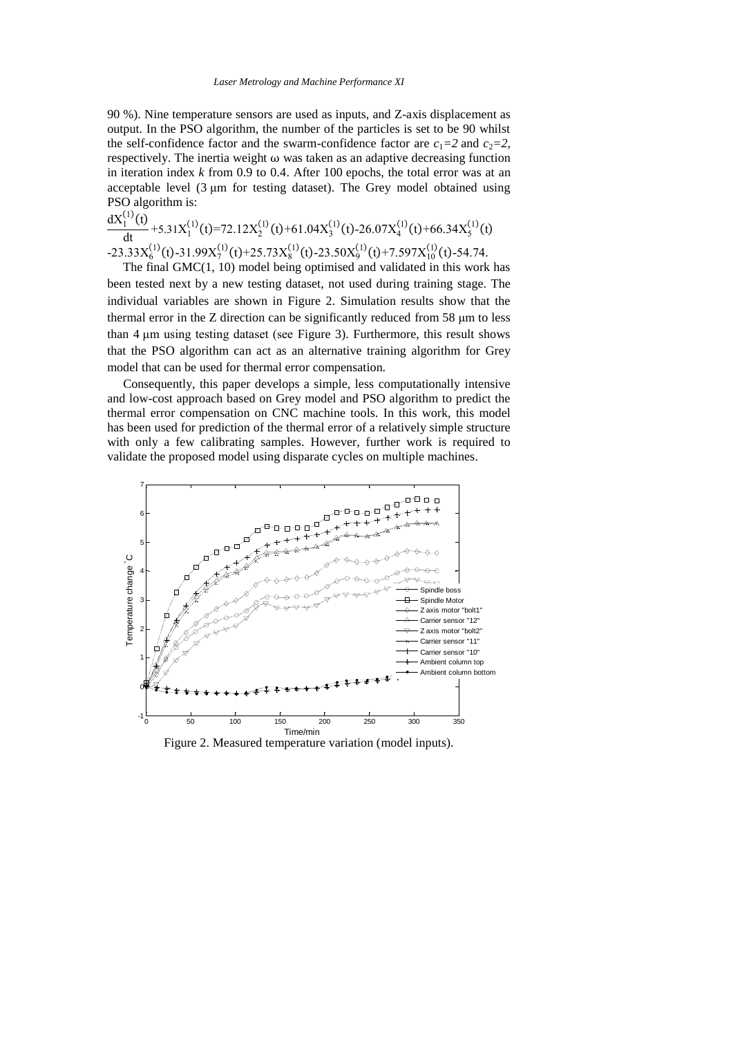90 %). Nine temperature sensors are used as inputs, and Z-axis displacement as output. In the PSO algorithm, the number of the particles is set to be 90 whilst the self-confidence factor and the swarm-confidence factor are $c_1=2$ and $c_2=2$, respectively. The inertia weight $\omega$ was taken as an adaptive decreasing function in iteration index $k$ from 0.9 to 0.4. After 100 epochs, the total error was at an acceptable level (3 μm for testing dataset). The Grey model obtained using PSO algorithm is:

$$\frac{dX_1^{(1)}(t)}{dt}+5.31X_1^{(1)}(t)=72.12X_2^{(1)}(t)+61.04X_3^{(1)}(t)-26.07X_4^{(1)}(t)+66.34X_5^{(1)}(t)$$
$$-23.33X_6^{(1)}(t)-31.99X_7^{(1)}(t)+25.73X_8^{(1)}(t)-23.50X_9^{(1)}(t)+7.597X_{10}^{(1)}(t)-54.74.$$

The final GMC(1, 10) model being optimised and validated in this work has been tested next by a new testing dataset, not used during training stage. The individual variables are shown in Figure 2. Simulation results show that the thermal error in the Z direction can be significantly reduced from 58 μm to less than 4 μm using testing dataset (see Figure 3). Furthermore, this result shows that the PSO algorithm can act as an alternative training algorithm for Grey model that can be used for thermal error compensation.

Consequently, this paper develops a simple, less computationally intensive and low-cost approach based on Grey model and PSO algorithm to predict the thermal error compensation on CNC machine tools. In this work, this model has been used for prediction of the thermal error of a relatively simple structure with only a few calibrating samples. However, further work is required to validate the proposed model using disparate cycles on multiple machines.

Figure 2. Measured temperature variation (model inputs).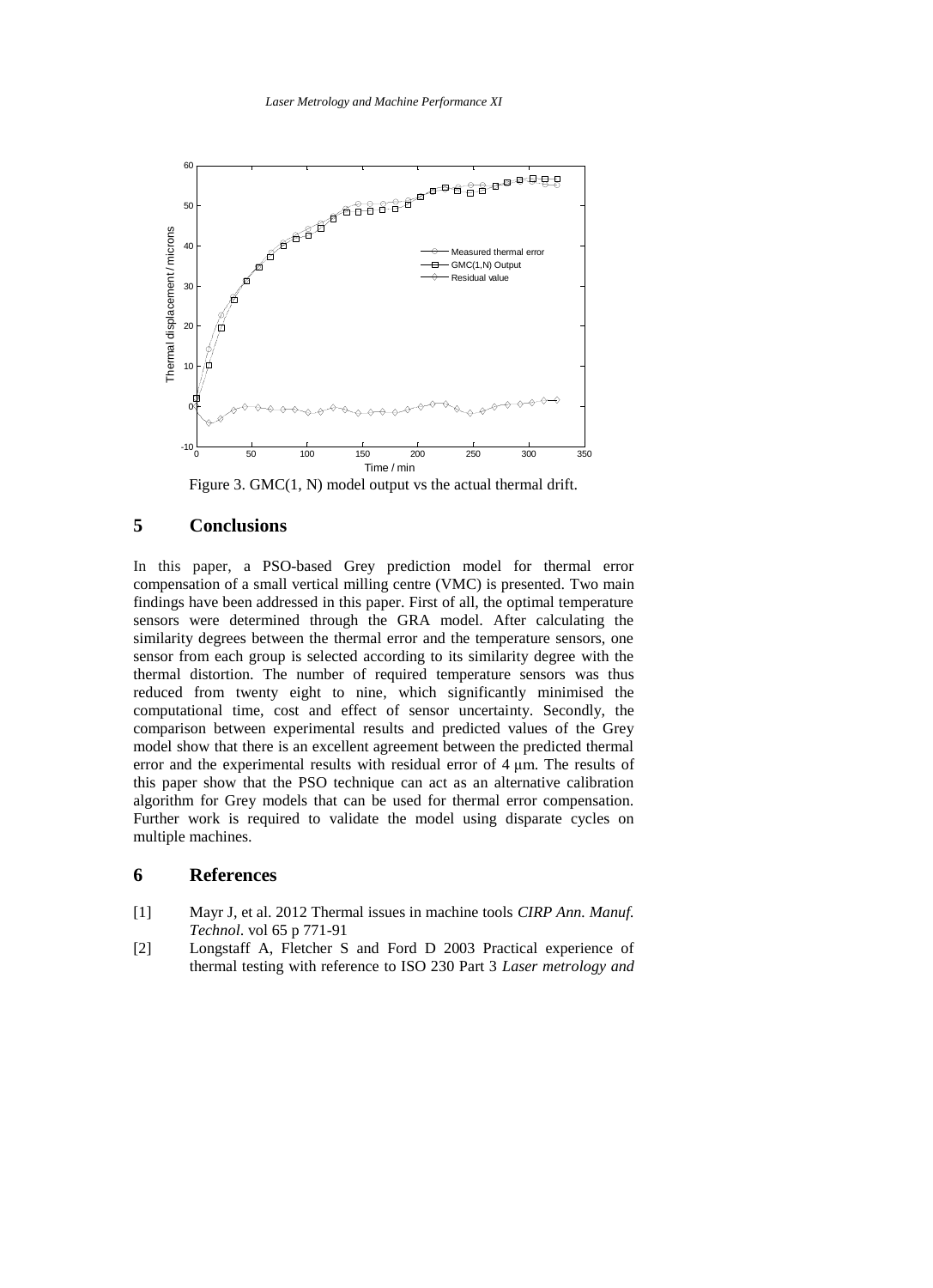Figure 3. GMC(1, N) model output vs the actual thermal drift.

## 5 Conclusions

In this paper, a PSO-based Grey prediction model for thermal error compensation of a small vertical milling centre (VMC) is presented. Two main findings have been addressed in this paper. First of all, the optimal temperature sensors were determined through the GRA model. After calculating the similarity degrees between the thermal error and the temperature sensors, one sensor from each group is selected according to its similarity degree with the thermal distortion. The number of required temperature sensors was thus reduced from twenty eight to nine, which significantly minimised the computational time, cost and effect of sensor uncertainty. Secondly, the comparison between experimental results and predicted values of the Grey model show that there is an excellent agreement between the predicted thermal error and the experimental results with residual error of 4 μm. The results of this paper show that the PSO technique can act as an alternative calibration algorithm for Grey models that can be used for thermal error compensation. Further work is required to validate the model using disparate cycles on multiple machines.

## 6 References

[1] Mayr J, et al. 2012 Thermal issues in machine tools *CIRP Ann. Manuf. Technol.* vol 65 p 771-91

[2] Longstaff A, Fletcher S and Ford D 2003 Practical experience of thermal testing with reference to ISO 230 Part 3 *Laser metrology and*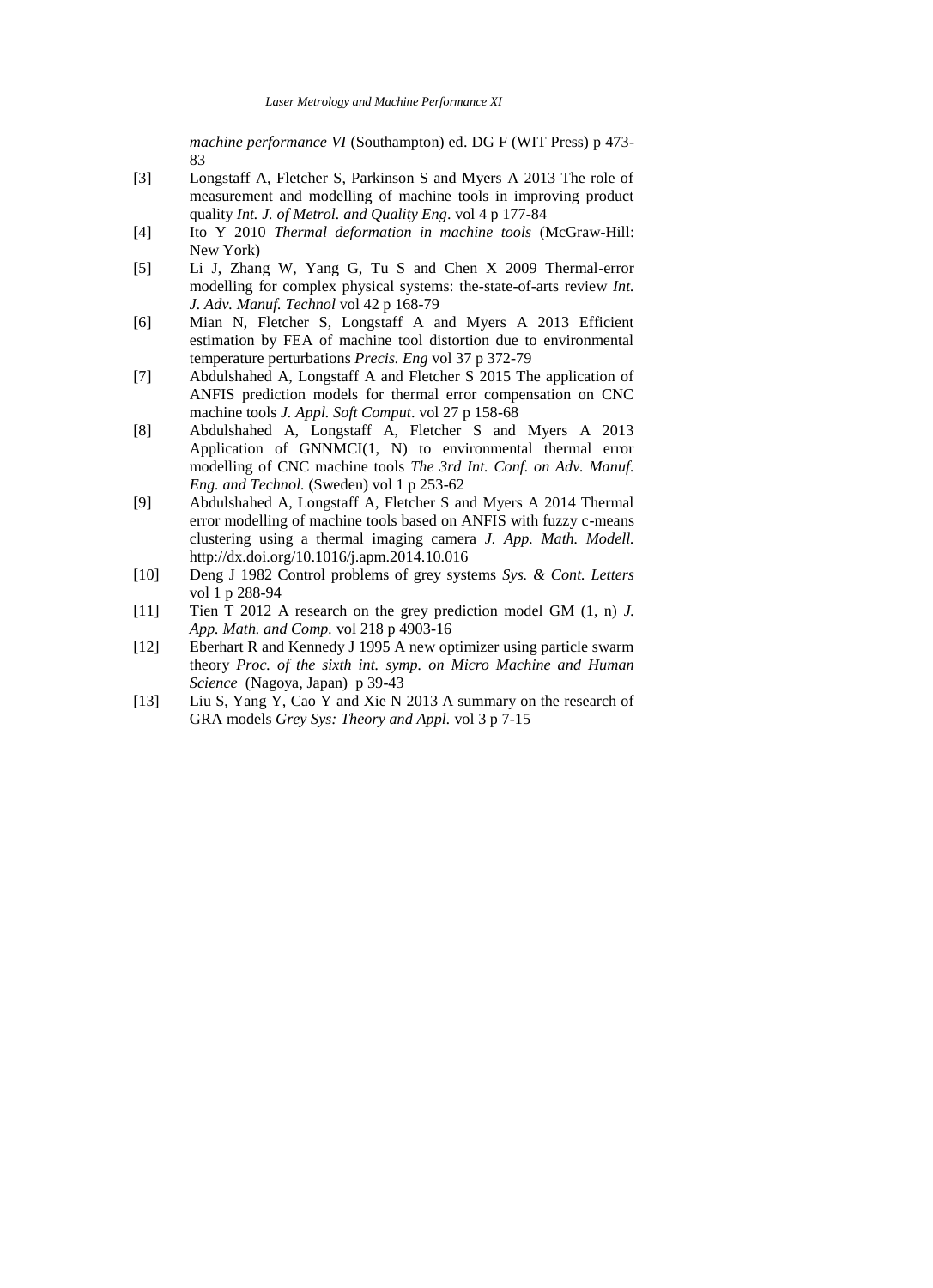*machine performance VI* (Southampton) ed. DG F (WIT Press) p 473-83

[3] Longstaff A, Fletcher S, Parkinson S and Myers A 2013 The role of measurement and modelling of machine tools in improving product quality *Int. J. of Metrol. and Quality Eng*. vol 4 p 177-84

[4] Ito Y 2010 *Thermal deformation in machine tools* (McGraw-Hill: New York)

[5] Li J, Zhang W, Yang G, Tu S and Chen X 2009 Thermal-error modelling for complex physical systems: the-state-of-arts review *Int. J. Adv. Manuf. Technol* vol 42 p 168-79

[6] Mian N, Fletcher S, Longstaff A and Myers A 2013 Efficient estimation by FEA of machine tool distortion due to environmental temperature perturbations *Precis. Eng* vol 37 p 372-79

[7] Abdulshahed A, Longstaff A and Fletcher S 2015 The application of ANFIS prediction models for thermal error compensation on CNC machine tools *J. Appl. Soft Comput*. vol 27 p 158-68

[8] Abdulshahed A, Longstaff A, Fletcher S and Myers A 2013 Application of GNNMCI(1, N) to environmental thermal error modelling of CNC machine tools *The 3rd Int. Conf. on Adv. Manuf. Eng. and Technol.* (Sweden) vol 1 p 253-62

[9] Abdulshahed A, Longstaff A, Fletcher S and Myers A 2014 Thermal error modelling of machine tools based on ANFIS with fuzzy c-means clustering using a thermal imaging camera *J. App. Math. Modell.* http://dx.doi.org/10.1016/j.apm.2014.10.016

[10] Deng J 1982 Control problems of grey systems *Sys. & Cont. Letters* vol 1 p 288-94

[11] Tien T 2012 A research on the grey prediction model GM (1, n) *J. App. Math. and Comp.* vol 218 p 4903-16

[12] Eberhart R and Kennedy J 1995 A new optimizer using particle swarm theory *Proc. of the sixth int. symp. on Micro Machine and Human Science* (Nagoya, Japan) p 39-43

[13] Liu S, Yang Y, Cao Y and Xie N 2013 A summary on the research of GRA models *Grey Sys: Theory and Appl.* vol 3 p 7-15